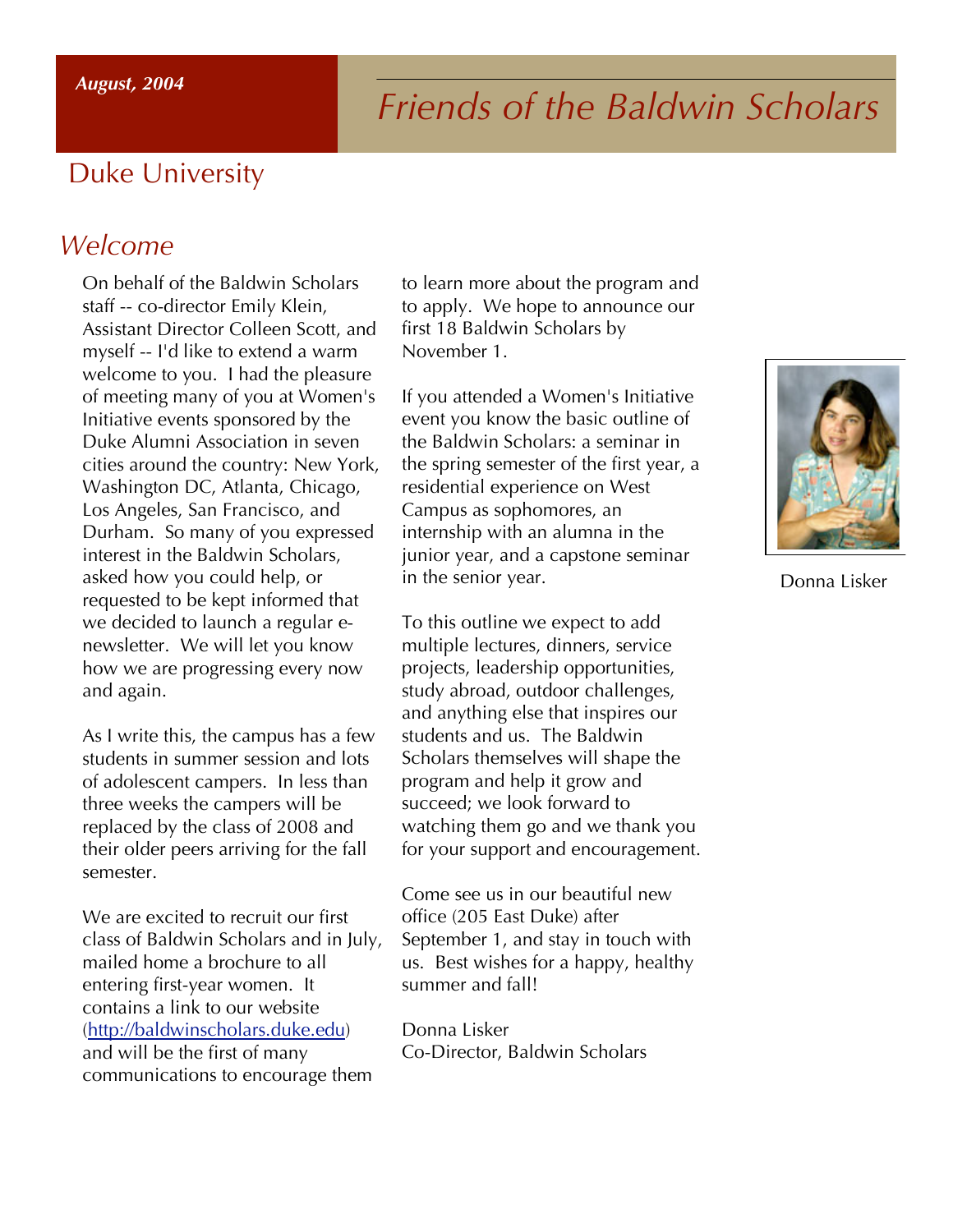*August, 2004*

# *Friends of the Baldwin Scholars*

## Duke University

## *Welcome*

On behalf of the Baldwin Scholars staff -- co-director Emily Klein, Assistant Director Colleen Scott, and myself -- I'd like to extend a warm welcome to you. I had the pleasure of meeting many of you at Women's Initiative events sponsored by the Duke Alumni Association in seven cities around the country: New York, Washington DC, Atlanta, Chicago, Los Angeles, San Francisco, and Durham. So many of you expressed interest in the Baldwin Scholars, asked how you could help, or requested to be kept informed that we decided to launch a regular e-newsletter. We will let you know how we are progressing every now and again.

As I write this, the campus has a few students in summer session and lots of adolescent campers. In less than three weeks the campers will be replaced by the class of 2008 and their older peers arriving for the fall semester.

We are excited to recruit our first class of Baldwin Scholars and in July, mailed home a brochure to all entering first-year women. It contains a link to our website (http://baldwinscholars.duke.edu) and will be the first of many communications to encourage them to learn more about the program and to apply. We hope to announce our first 18 Baldwin Scholars by November 1.

If you attended a Women's Initiative event you know the basic outline of the Baldwin Scholars: a seminar in the spring semester of the first year, a residential experience on West Campus as sophomores, an internship with an alumna in the junior year, and a capstone seminar in the senior year.

To this outline we expect to add multiple lectures, dinners, service projects, leadership opportunities, study abroad, outdoor challenges, and anything else that inspires our students and us. The Baldwin Scholars themselves will shape the program and help it grow and succeed; we look forward to watching them go and we thank you for your support and encouragement.

Come see us in our beautiful new office (205 East Duke) after September 1, and stay in touch with us. Best wishes for a happy, healthy summer and fall!

Donna Lisker
Co-Director, Baldwin Scholars

Donna Lisker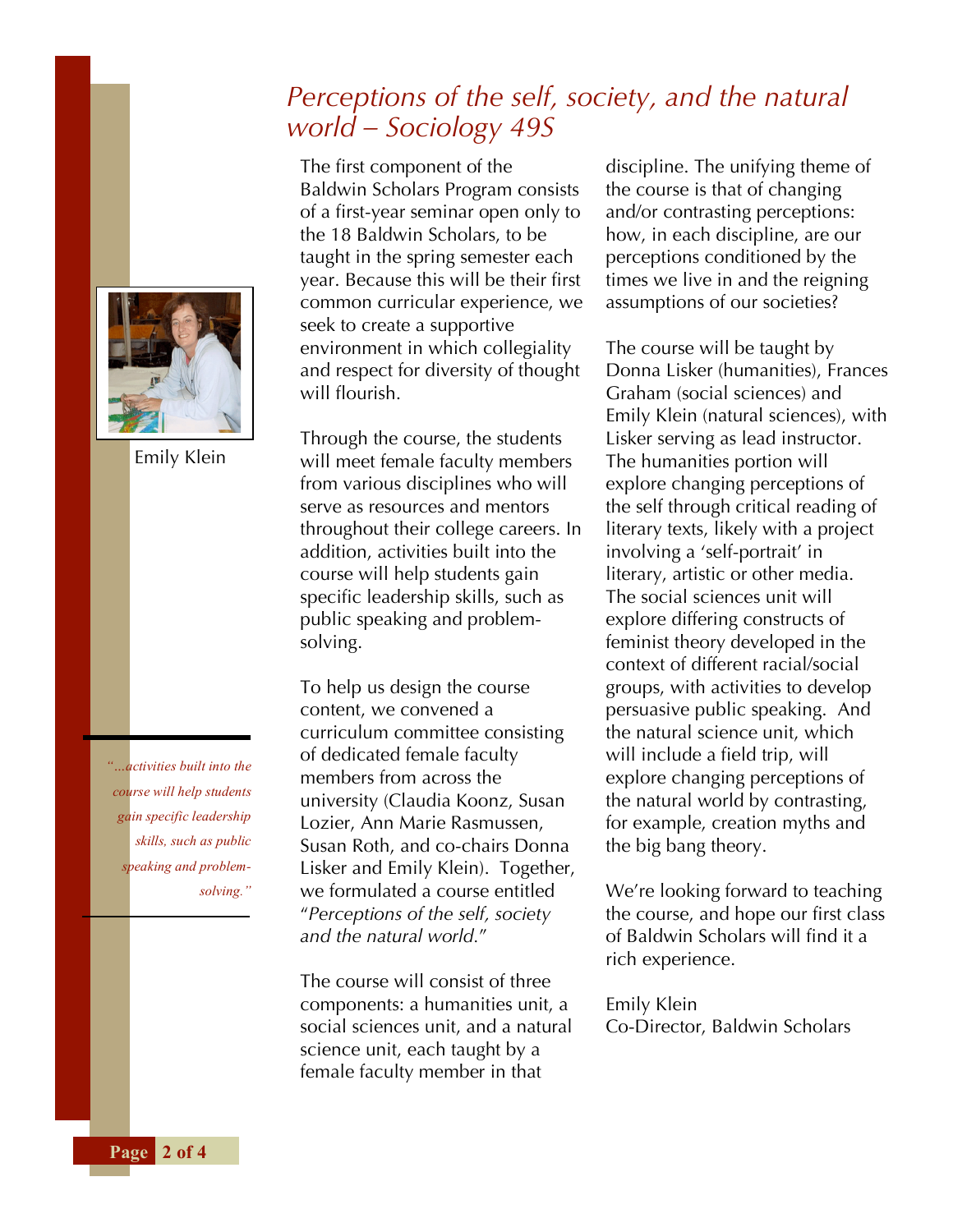# *Perceptions of the self, society, and the natural world – Sociology 49S*

Emily Klein

*"…activities built into the course will help students gain specific leadership skills, such as public speaking and problem-solving."*

The first component of the Baldwin Scholars Program consists of a first-year seminar open only to the 18 Baldwin Scholars, to be taught in the spring semester each year. Because this will be their first common curricular experience, we seek to create a supportive environment in which collegiality and respect for diversity of thought will flourish.

Through the course, the students will meet female faculty members from various disciplines who will serve as resources and mentors throughout their college careers. In addition, activities built into the course will help students gain specific leadership skills, such as public speaking and problem-solving.

To help us design the course content, we convened a curriculum committee consisting of dedicated female faculty members from across the university (Claudia Koonz, Susan Lozier, Ann Marie Rasmussen, Susan Roth, and co-chairs Donna Lisker and Emily Klein). Together, we formulated a course entitled "*Perceptions of the self, society and the natural world.*"

The course will consist of three components: a humanities unit, a social sciences unit, and a natural science unit, each taught by a female faculty member in that discipline. The unifying theme of the course is that of changing and/or contrasting perceptions: how, in each discipline, are our perceptions conditioned by the times we live in and the reigning assumptions of our societies?

The course will be taught by Donna Lisker (humanities), Frances Graham (social sciences) and Emily Klein (natural sciences), with Lisker serving as lead instructor. The humanities portion will explore changing perceptions of the self through critical reading of literary texts, likely with a project involving a 'self-portrait' in literary, artistic or other media. The social sciences unit will explore differing constructs of feminist theory developed in the context of different racial/social groups, with activities to develop persuasive public speaking. And the natural science unit, which will include a field trip, will explore changing perceptions of the natural world by contrasting, for example, creation myths and the big bang theory.

We're looking forward to teaching the course, and hope our first class of Baldwin Scholars will find it a rich experience.

Emily Klein
Co-Director, Baldwin Scholars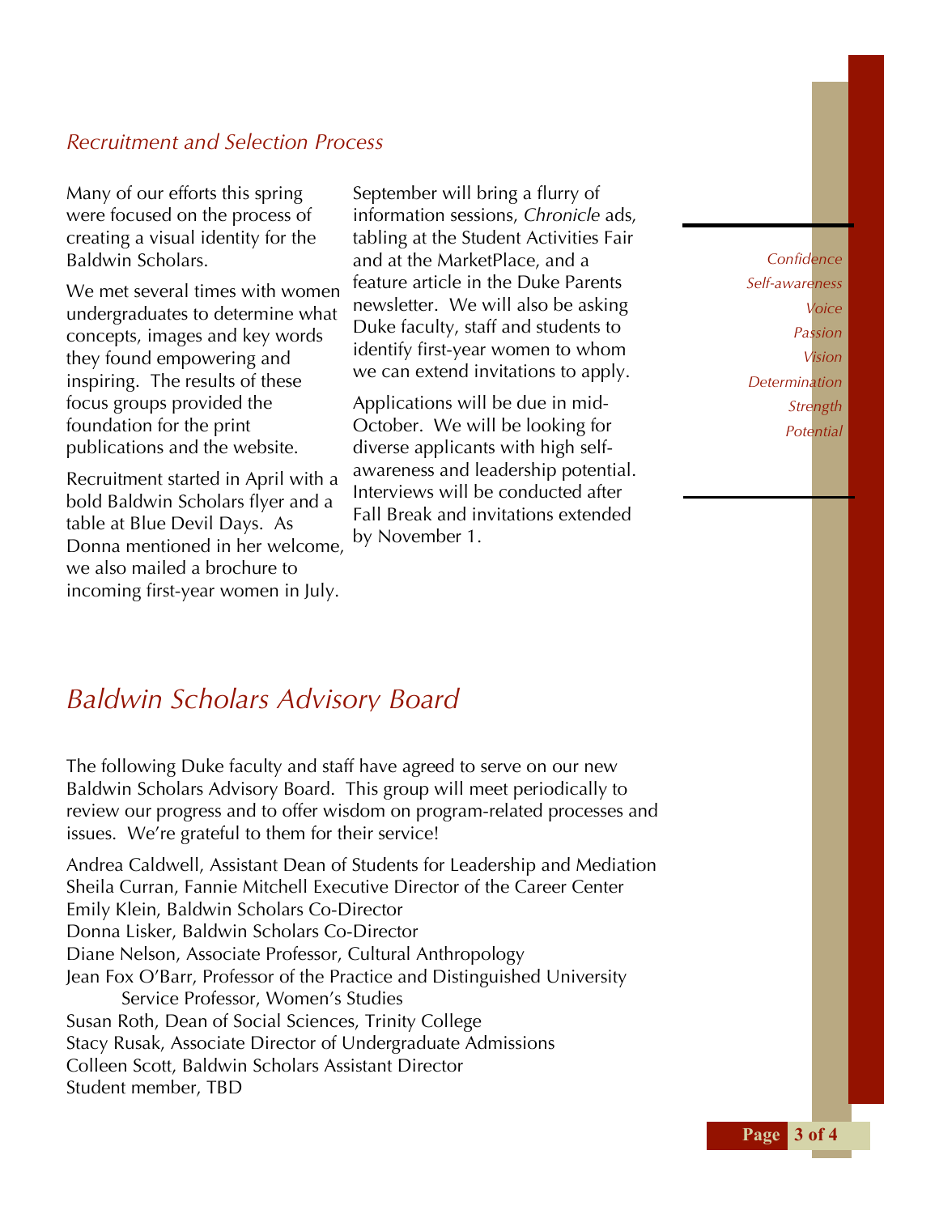*Recruitment and Selection Process*

Many of our efforts this spring were focused on the process of creating a visual identity for the Baldwin Scholars.

We met several times with women undergraduates to determine what concepts, images and key words they found empowering and inspiring. The results of these focus groups provided the foundation for the print publications and the website.

Recruitment started in April with a bold Baldwin Scholars flyer and a table at Blue Devil Days. As Donna mentioned in her welcome, we also mailed a brochure to incoming first-year women in July.

September will bring a flurry of information sessions, *Chronicle* ads, tabling at the Student Activities Fair and at the MarketPlace, and a feature article in the Duke Parents newsletter. We will also be asking Duke faculty, staff and students to identify first-year women to whom we can extend invitations to apply.

Applications will be due in mid-October. We will be looking for diverse applicants with high self-awareness and leadership potential. Interviews will be conducted after Fall Break and invitations extended by November 1.

*Confidence*
*Self-awareness*
*Voice*
*Passion*
*Vision*
*Determination*
*Strength*
*Potential*

## *Baldwin Scholars Advisory Board*

The following Duke faculty and staff have agreed to serve on our new Baldwin Scholars Advisory Board. This group will meet periodically to review our progress and to offer wisdom on program-related processes and issues. We're grateful to them for their service!

Andrea Caldwell, Assistant Dean of Students for Leadership and Mediation
Sheila Curran, Fannie Mitchell Executive Director of the Career Center
Emily Klein, Baldwin Scholars Co-Director
Donna Lisker, Baldwin Scholars Co-Director
Diane Nelson, Associate Professor, Cultural Anthropology
Jean Fox O'Barr, Professor of the Practice and Distinguished University Service Professor, Women's Studies
Susan Roth, Dean of Social Sciences, Trinity College
Stacy Rusak, Associate Director of Undergraduate Admissions
Colleen Scott, Baldwin Scholars Assistant Director
Student member, TBD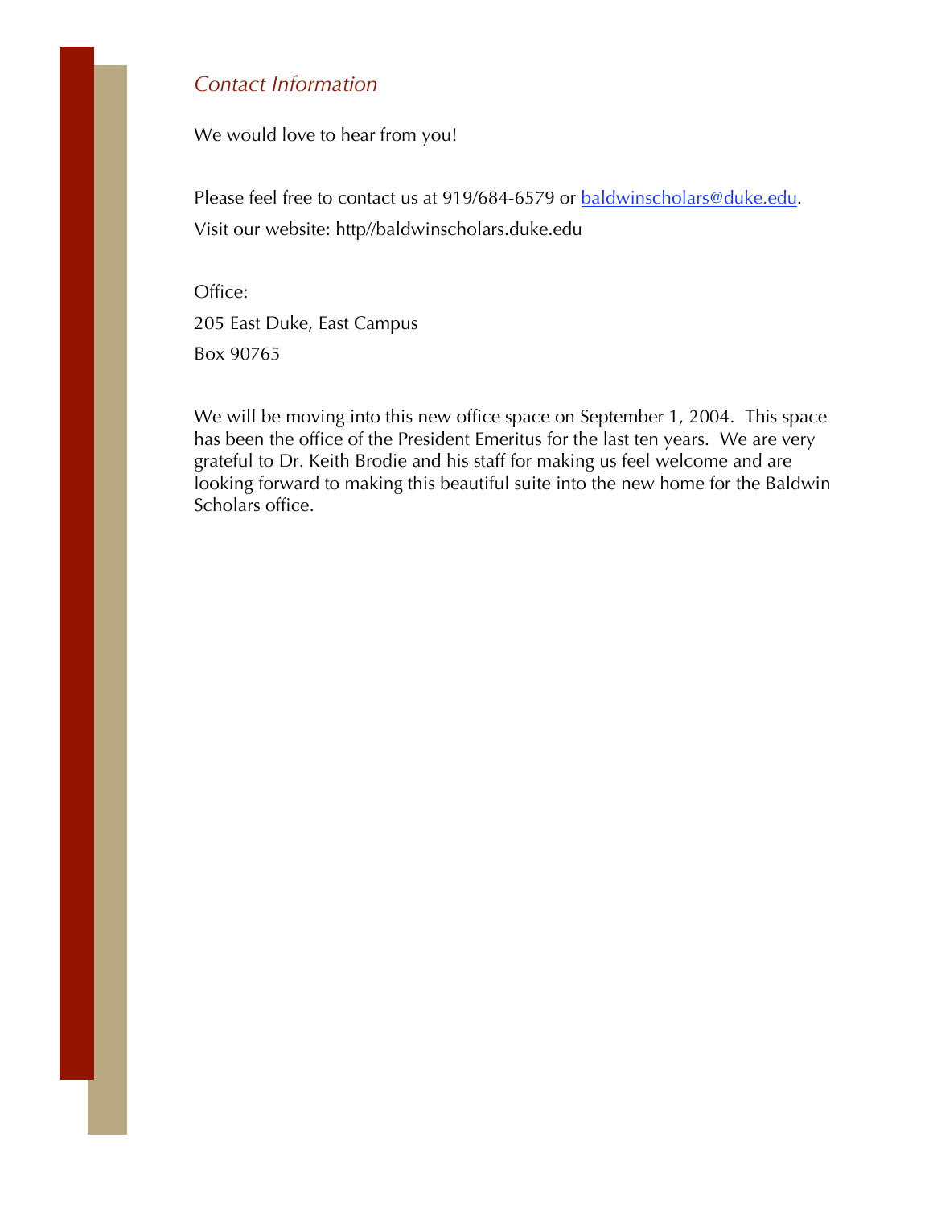## *Contact Information*

We would love to hear from you!

Please feel free to contact us at 919/684-6579 or baldwinscholars@duke.edu.

Visit our website: http//baldwinscholars.duke.edu

Office:

205 East Duke, East Campus

Box 90765

We will be moving into this new office space on September 1, 2004. This space has been the office of the President Emeritus for the last ten years. We are very grateful to Dr. Keith Brodie and his staff for making us feel welcome and are looking forward to making this beautiful suite into the new home for the Baldwin Scholars office.